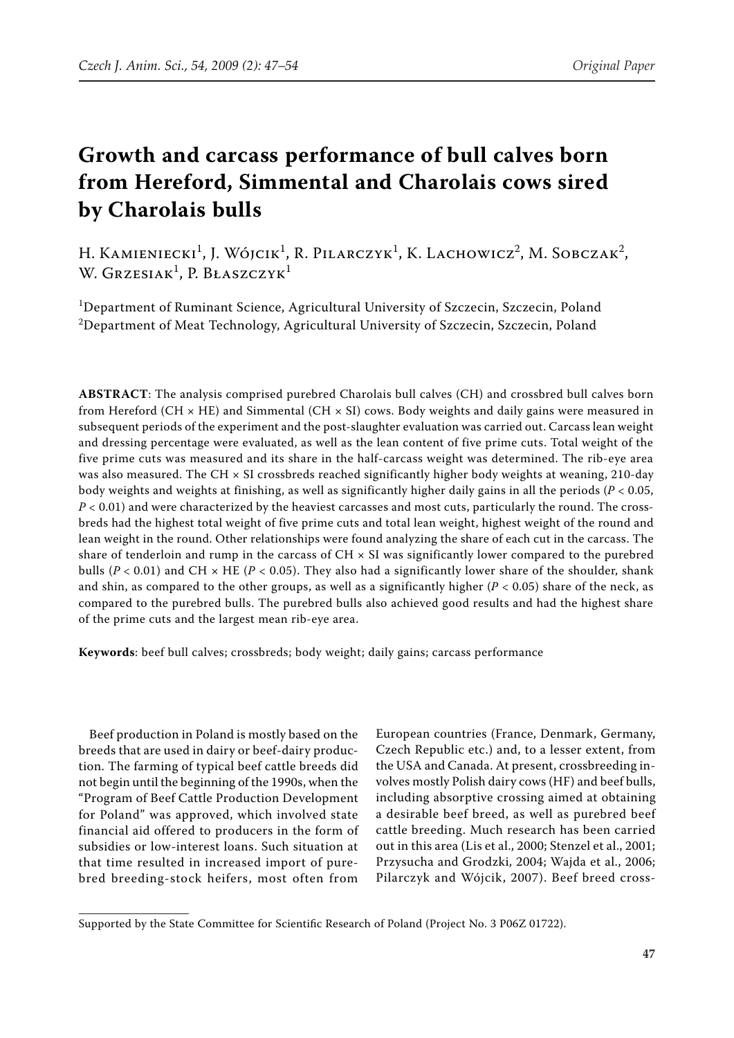# Growth and carcass performance of bull calves born from Hereford, Simmental and Charolais cows sired by Charolais bulls

H. Kamieniecki[1], J. Wójcik[1], R. Pilarczyk[1], K. Lachowicz[2], M. Sobczak[2], W. Grzesiak[1], P. Błaszczyk[1]

[1]Department of Ruminant Science, Agricultural University of Szczecin, Szczecin, Poland
[2]Department of Meat Technology, Agricultural University of Szczecin, Szczecin, Poland

**ABSTRACT**: The analysis comprised purebred Charolais bull calves (CH) and crossbred bull calves born from Hereford (CH × HE) and Simmental (CH × SI) cows. Body weights and daily gains were measured in subsequent periods of the experiment and the post-slaughter evaluation was carried out. Carcass lean weight and dressing percentage were evaluated, as well as the lean content of five prime cuts. Total weight of the five prime cuts was measured and its share in the half-carcass weight was determined. The rib-eye area was also measured. The CH × SI crossbreds reached significantly higher body weights at weaning, 210-day body weights and weights at finishing, as well as significantly higher daily gains in all the periods ($P < 0.05$, $P < 0.01$) and were characterized by the heaviest carcasses and most cuts, particularly the round. The crossbreds had the highest total weight of five prime cuts and total lean weight, highest weight of the round and lean weight in the round. Other relationships were found analyzing the share of each cut in the carcass. The share of tenderloin and rump in the carcass of CH × SI was significantly lower compared to the purebred bulls ($P < 0.01$) and CH × HE ($P < 0.05$). They also had a significantly lower share of the shoulder, shank and shin, as compared to the other groups, as well as a significantly higher ($P < 0.05$) share of the neck, as compared to the purebred bulls. The purebred bulls also achieved good results and had the highest share of the prime cuts and the largest mean rib-eye area.

**Keywords**: beef bull calves; crossbreds; body weight; daily gains; carcass performance

Beef production in Poland is mostly based on the breeds that are used in dairy or beef-dairy production. The farming of typical beef cattle breeds did not begin until the beginning of the 1990s, when the "Program of Beef Cattle Production Development for Poland" was approved, which involved state financial aid offered to producers in the form of subsidies or low-interest loans. Such situation at that time resulted in increased import of purebred breeding-stock heifers, most often from European countries (France, Denmark, Germany, Czech Republic etc.) and, to a lesser extent, from the USA and Canada. At present, crossbreeding involves mostly Polish dairy cows (HF) and beef bulls, including absorptive crossing aimed at obtaining a desirable beef breed, as well as purebred beef cattle breeding. Much research has been carried out in this area (Lis et al., 2000; Stenzel et al., 2001; Przysucha and Grodzki, 2004; Wajda et al., 2006; Pilarczyk and Wójcik, 2007). Beef breed cross-

Supported by the State Committee for Scientific Research of Poland (Project No. 3 P06Z 01722).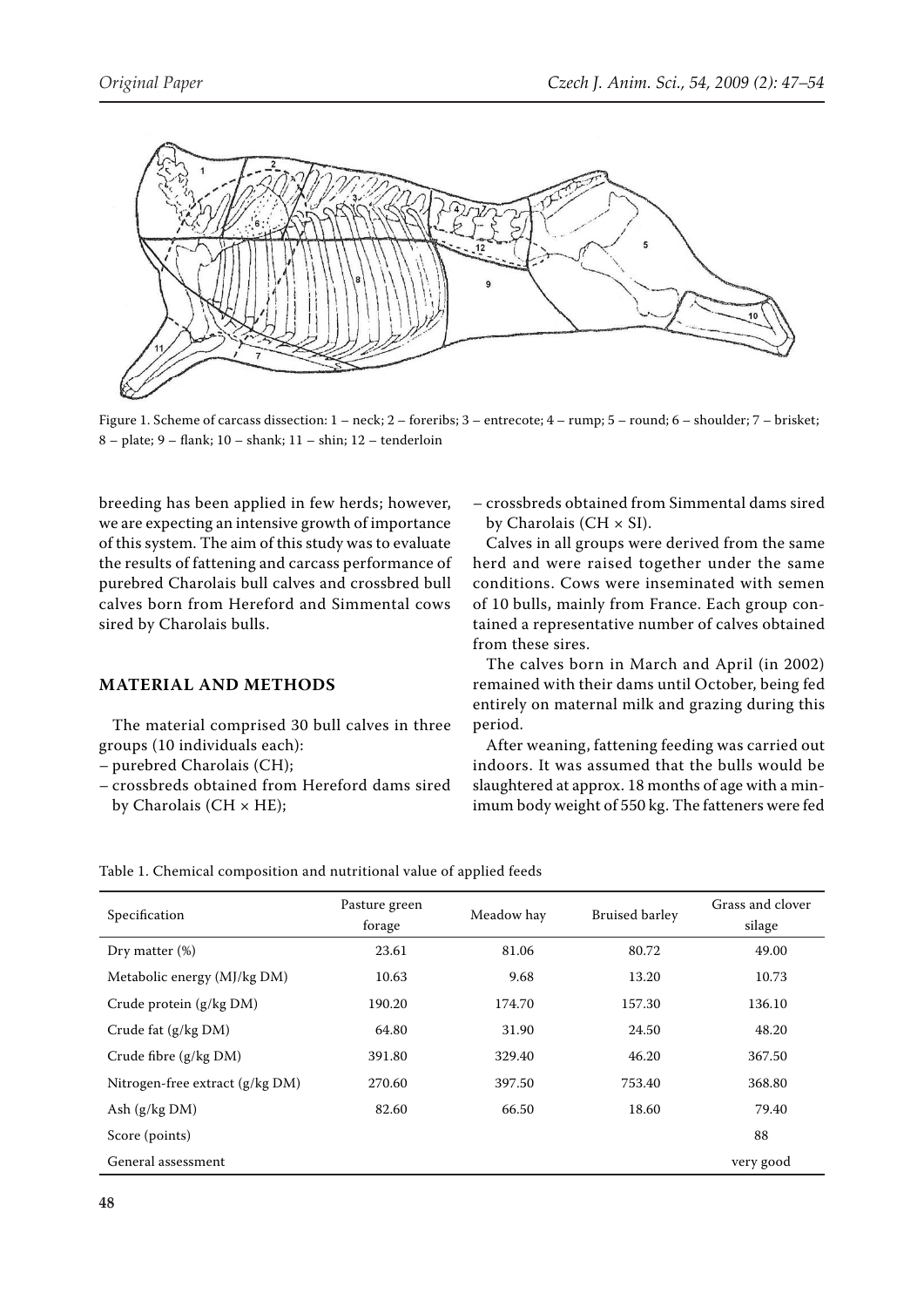Figure 1. Scheme of carcass dissection: 1 – neck; 2 – foreribs; 3 – entrecote; 4 – rump; 5 – round; 6 – shoulder; 7 – brisket; 8 – plate; 9 – flank; 10 – shank; 11 – shin; 12 – tenderloin

breeding has been applied in few herds; however, we are expecting an intensive growth of importance of this system. The aim of this study was to evaluate the results of fattening and carcass performance of purebred Charolais bull calves and crossbred bull calves born from Hereford and Simmental cows sired by Charolais bulls.

## MATERIAL AND METHODS

The material comprised 30 bull calves in three groups (10 individuals each):

- purebred Charolais (CH);
- crossbreds obtained from Hereford dams sired by Charolais (CH × HE);
- crossbreds obtained from Simmental dams sired by Charolais (CH × SI).

Calves in all groups were derived from the same herd and were raised together under the same conditions. Cows were inseminated with semen of 10 bulls, mainly from France. Each group contained a representative number of calves obtained from these sires.

The calves born in March and April (in 2002) remained with their dams until October, being fed entirely on maternal milk and grazing during this period.

After weaning, fattening feeding was carried out indoors. It was assumed that the bulls would be slaughtered at approx. 18 months of age with a minimum body weight of 550 kg. The fatteners were fed

Table 1. Chemical composition and nutritional value of applied feeds

| Specification | Pasture green forage | Meadow hay | Bruised barley | Grass and clover silage |
|---|---|---|---|---|
| Dry matter (%) | 23.61 | 81.06 | 80.72 | 49.00 |
| Metabolic energy (MJ/kg DM) | 10.63 | 9.68 | 13.20 | 10.73 |
| Crude protein (g/kg DM) | 190.20 | 174.70 | 157.30 | 136.10 |
| Crude fat (g/kg DM) | 64.80 | 31.90 | 24.50 | 48.20 |
| Crude fibre (g/kg DM) | 391.80 | 329.40 | 46.20 | 367.50 |
| Nitrogen-free extract (g/kg DM) | 270.60 | 397.50 | 753.40 | 368.80 |
| Ash (g/kg DM) | 82.60 | 66.50 | 18.60 | 79.40 |
| Score (points) | | | | 88 |
| General assessment | | | | very good |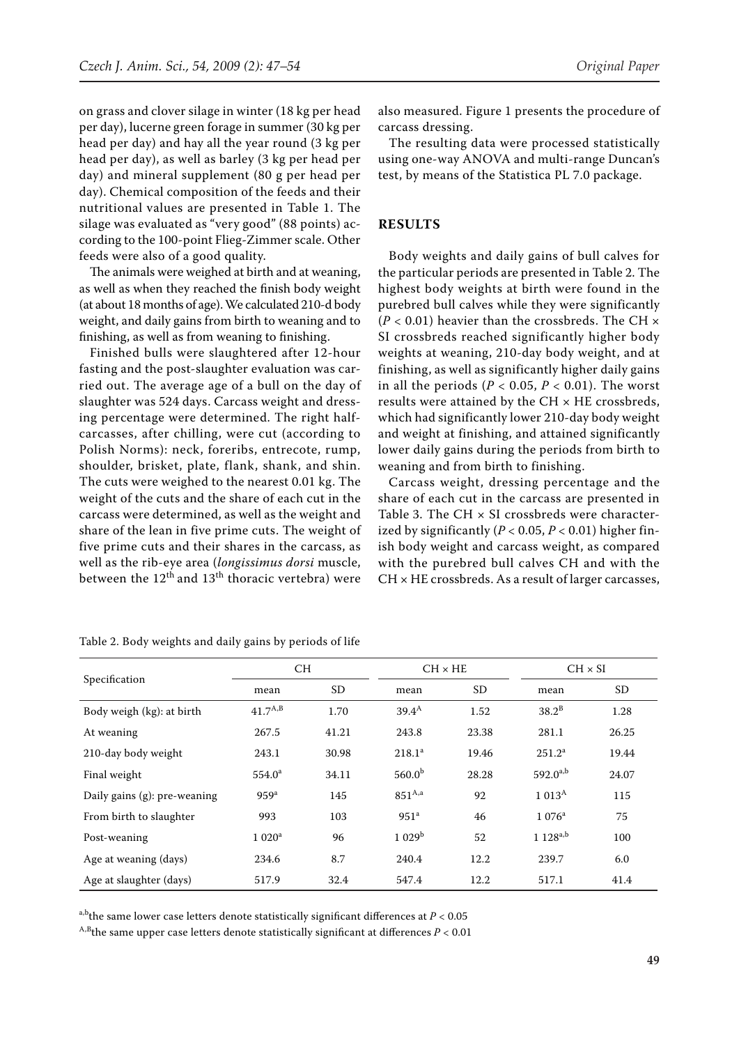on grass and clover silage in winter (18 kg per head per day), lucerne green forage in summer (30 kg per head per day) and hay all the year round (3 kg per head per day), as well as barley (3 kg per head per day) and mineral supplement (80 g per head per day). Chemical composition of the feeds and their nutritional values are presented in Table 1. The silage was evaluated as "very good" (88 points) according to the 100-point Flieg-Zimmer scale. Other feeds were also of a good quality.

The animals were weighed at birth and at weaning, as well as when they reached the finish body weight (at about 18 months of age). We calculated 210-d body weight, and daily gains from birth to weaning and to finishing, as well as from weaning to finishing.

Finished bulls were slaughtered after 12-hour fasting and the post-slaughter evaluation was carried out. The average age of a bull on the day of slaughter was 524 days. Carcass weight and dressing percentage were determined. The right half-carcasses, after chilling, were cut (according to Polish Norms): neck, foreribs, entrecote, rump, shoulder, brisket, plate, flank, shank, and shin. The cuts were weighed to the nearest 0.01 kg. The weight of the cuts and the share of each cut in the carcass were determined, as well as the weight and share of the lean in five prime cuts. The weight of five prime cuts and their shares in the carcass, as well as the rib-eye area (*longissimus dorsi* muscle, between the $12^{th}$ and $13^{th}$ thoracic vertebra) were also measured. Figure 1 presents the procedure of carcass dressing.

The resulting data were processed statistically using one-way ANOVA and multi-range Duncan's test, by means of the Statistica PL 7.0 package.

## RESULTS

Body weights and daily gains of bull calves for the particular periods are presented in Table 2. The highest body weights at birth were found in the purebred bull calves while they were significantly ($P < 0.01$) heavier than the crossbreds. The CH × SI crossbreds reached significantly higher body weights at weaning, 210-day body weight, and at finishing, as well as significantly higher daily gains in all the periods ($P < 0.05$, $P < 0.01$). The worst results were attained by the CH × HE crossbreds, which had significantly lower 210-day body weight and weight at finishing, and attained significantly lower daily gains during the periods from birth to weaning and from birth to finishing.

Carcass weight, dressing percentage and the share of each cut in the carcass are presented in Table 3. The CH × SI crossbreds were characterized by significantly ($P < 0.05$, $P < 0.01$) higher finish body weight and carcass weight, as compared with the purebred bull calves CH and with the CH × HE crossbreds. As a result of larger carcasses,

Table 2. Body weights and daily gains by periods of life

| Specification | CH | | CH × HE | | CH × SI | |
|---|---|---|---|---|---|---|
| | mean | SD | mean | SD | mean | SD |
| Body weigh (kg): at birth | $41.7^{A,B}$ | 1.70 | $39.4^{A}$ | 1.52 | $38.2^{B}$ | 1.28 |
| At weaning | 267.5 | 41.21 | 243.8 | 23.38 | 281.1 | 26.25 |
| 210-day body weight | 243.1 | 30.98 | $218.1^{a}$ | 19.46 | $251.2^{a}$ | 19.44 |
| Final weight | $554.0^{a}$ | 34.11 | $560.0^{b}$ | 28.28 | $592.0^{a,b}$ | 24.07 |
| Daily gains (g): pre-weaning | $959^{a}$ | 145 | $851^{A,a}$ | 92 | $1\,013^{A}$ | 115 |
| From birth to slaughter | 993 | 103 | $951^{a}$ | 46 | $1\,076^{a}$ | 75 |
| Post-weaning | $1\,020^{a}$ | 96 | $1\,029^{b}$ | 52 | $1\,128^{a,b}$ | 100 |
| Age at weaning (days) | 234.6 | 8.7 | 240.4 | 12.2 | 239.7 | 6.0 |
| Age at slaughter (days) | 517.9 | 32.4 | 547.4 | 12.2 | 517.1 | 41.4 |

[a,b]the same lower case letters denote statistically significant differences at $P < 0.05$

[A,B]the same upper case letters denote statistically significant at differences $P < 0.01$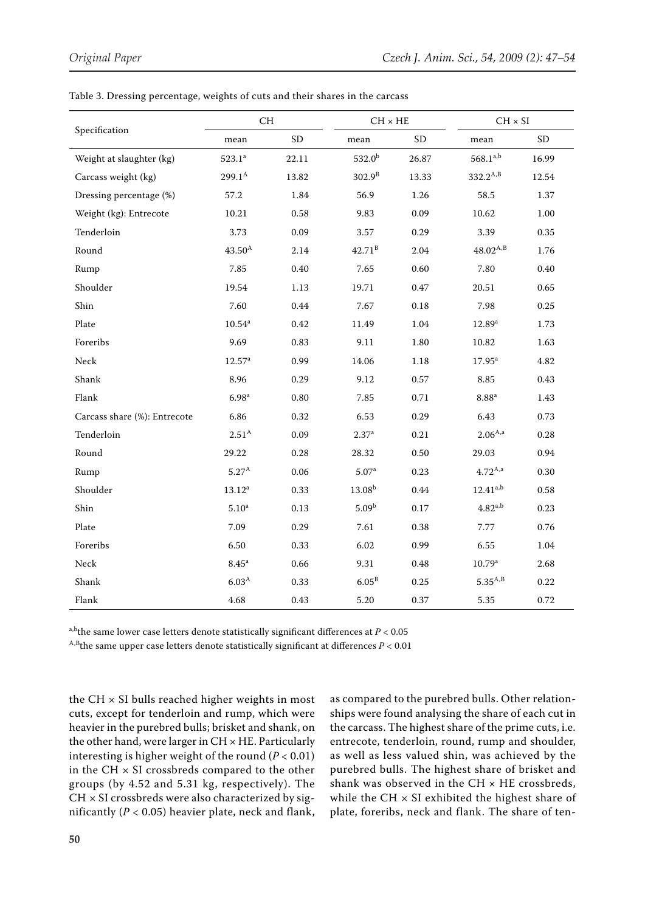Table 3. Dressing percentage, weights of cuts and their shares in the carcass

| Specification | CH | | CH × HE | | CH × SI | |
|---|---|---|---|---|---|---|
| | mean | SD | mean | SD | mean | SD |
| Weight at slaughter (kg) | 523.1[a] | 22.11 | 532.0[b] | 26.87 | 568.1[a,b] | 16.99 |
| Carcass weight (kg) | 299.1[A] | 13.82 | 302.9[B] | 13.33 | 332.2[A,B] | 12.54 |
| Dressing percentage (%) | 57.2 | 1.84 | 56.9 | 1.26 | 58.5 | 1.37 |
| Weight (kg): Entrecote | 10.21 | 0.58 | 9.83 | 0.09 | 10.62 | 1.00 |
| Tenderloin | 3.73 | 0.09 | 3.57 | 0.29 | 3.39 | 0.35 |
| Round | 43.50[A] | 2.14 | 42.71[B] | 2.04 | 48.02[A,B] | 1.76 |
| Rump | 7.85 | 0.40 | 7.65 | 0.60 | 7.80 | 0.40 |
| Shoulder | 19.54 | 1.13 | 19.71 | 0.47 | 20.51 | 0.65 |
| Shin | 7.60 | 0.44 | 7.67 | 0.18 | 7.98 | 0.25 |
| Plate | 10.54[a] | 0.42 | 11.49 | 1.04 | 12.89[a] | 1.73 |
| Foreribs | 9.69 | 0.83 | 9.11 | 1.80 | 10.82 | 1.63 |
| Neck | 12.57[a] | 0.99 | 14.06 | 1.18 | 17.95[a] | 4.82 |
| Shank | 8.96 | 0.29 | 9.12 | 0.57 | 8.85 | 0.43 |
| Flank | 6.98[a] | 0.80 | 7.85 | 0.71 | 8.88[a] | 1.43 |
| Carcass share (%): Entrecote | 6.86 | 0.32 | 6.53 | 0.29 | 6.43 | 0.73 |
| Tenderloin | 2.51[A] | 0.09 | 2.37[a] | 0.21 | 2.06[A,a] | 0.28 |
| Round | 29.22 | 0.28 | 28.32 | 0.50 | 29.03 | 0.94 |
| Rump | 5.27[A] | 0.06 | 5.07[a] | 0.23 | 4.72[A,a] | 0.30 |
| Shoulder | 13.12[a] | 0.33 | 13.08[b] | 0.44 | 12.41[a,b] | 0.58 |
| Shin | 5.10[a] | 0.13 | 5.09[b] | 0.17 | 4.82[a,b] | 0.23 |
| Plate | 7.09 | 0.29 | 7.61 | 0.38 | 7.77 | 0.76 |
| Foreribs | 6.50 | 0.33 | 6.02 | 0.99 | 6.55 | 1.04 |
| Neck | 8.45[a] | 0.66 | 9.31 | 0.48 | 10.79[a] | 2.68 |
| Shank | 6.03[A] | 0.33 | 6.05[B] | 0.25 | 5.35[A,B] | 0.22 |
| Flank | 4.68 | 0.43 | 5.20 | 0.37 | 5.35 | 0.72 |

[a,b]the same lower case letters denote statistically significant differences at $P < 0.05$

[A,B]the same upper case letters denote statistically significant at differences $P < 0.01$

the CH × SI bulls reached higher weights in most cuts, except for tenderloin and rump, which were heavier in the purebred bulls; brisket and shank, on the other hand, were larger in CH × HE. Particularly interesting is higher weight of the round ($P < 0.01$) in the CH × SI crossbreds compared to the other groups (by 4.52 and 5.31 kg, respectively). The CH × SI crossbreds were also characterized by significantly ($P < 0.05$) heavier plate, neck and flank, as compared to the purebred bulls. Other relationships were found analysing the share of each cut in the carcass. The highest share of the prime cuts, i.e. entrecote, tenderloin, round, rump and shoulder, as well as less valued shin, was achieved by the purebred bulls. The highest share of brisket and shank was observed in the CH × HE crossbreds, while the CH × SI exhibited the highest share of plate, foreribs, neck and flank. The share of ten-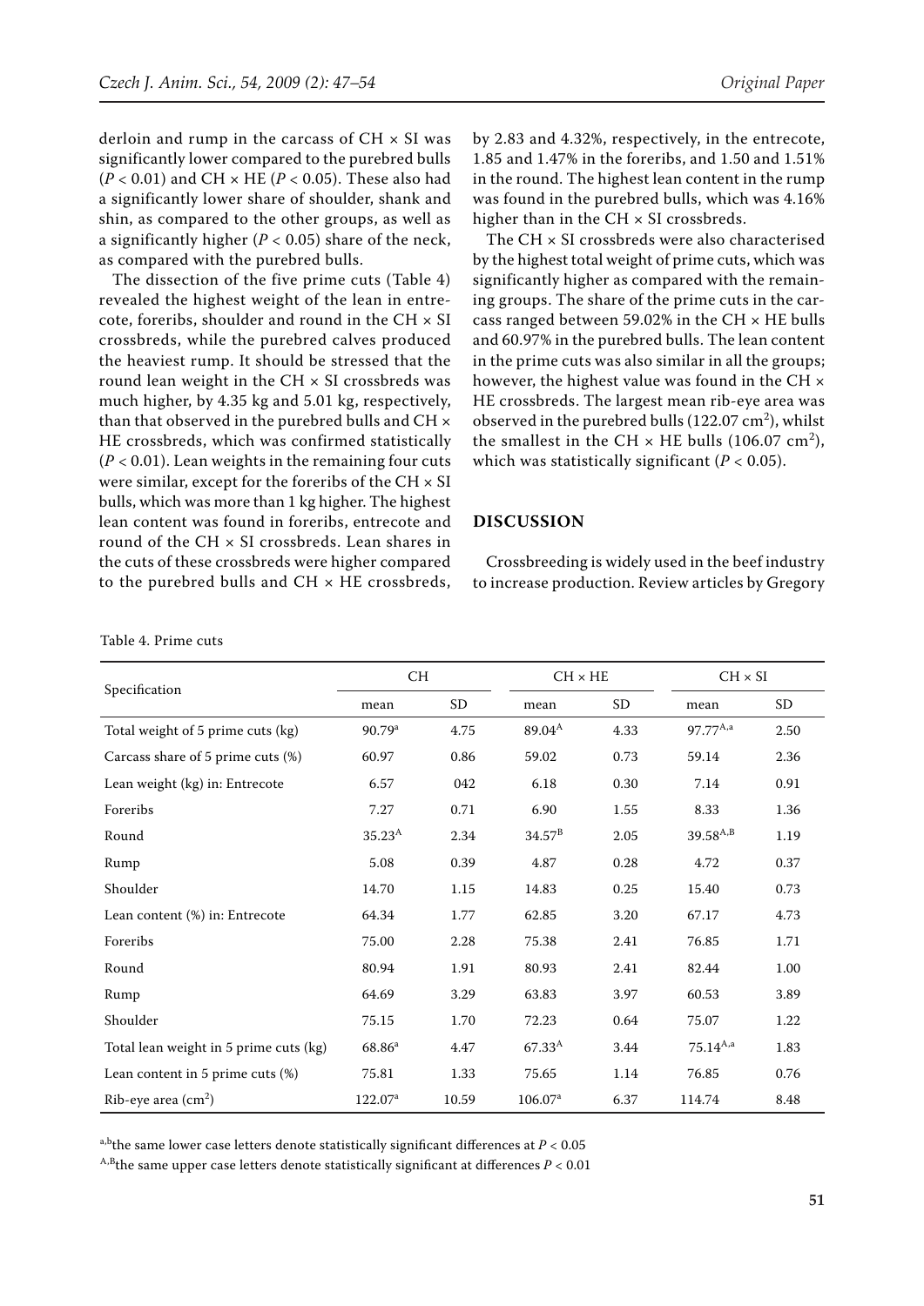derloin and rump in the carcass of CH × SI was significantly lower compared to the purebred bulls ($P < 0.01$) and CH × HE ($P < 0.05$). These also had a significantly lower share of shoulder, shank and shin, as compared to the other groups, as well as a significantly higher ($P < 0.05$) share of the neck, as compared with the purebred bulls.

The dissection of the five prime cuts (Table 4) revealed the highest weight of the lean in entrecote, forerribs, shoulder and round in the CH × SI crossbreds, while the purebred calves produced the heaviest rump. It should be stressed that the round lean weight in the CH × SI crossbreds was much higher, by 4.35 kg and 5.01 kg, respectively, than that observed in the purebred bulls and CH × HE crossbreds, which was confirmed statistically ($P < 0.01$). Lean weights in the remaining four cuts were similar, except for the forerribs of the CH × SI bulls, which was more than 1 kg higher. The highest lean content was found in forerribs, entrecote and round of the CH × SI crossbreds. Lean shares in the cuts of these crossbreds were higher compared to the purebred bulls and CH × HE crossbreds, by 2.83 and 4.32%, respectively, in the entrecote, 1.85 and 1.47% in the forerribs, and 1.50 and 1.51% in the round. The highest lean content in the rump was found in the purebred bulls, which was 4.16% higher than in the CH × SI crossbreds.

The CH × SI crossbreds were also characterised by the highest total weight of prime cuts, which was significantly higher as compared with the remaining groups. The share of the prime cuts in the carcass ranged between 59.02% in the CH × HE bulls and 60.97% in the purebred bulls. The lean content in the prime cuts was also similar in all the groups; however, the highest value was found in the CH × HE crossbreds. The largest mean rib-eye area was observed in the purebred bulls (122.07 cm$^2$), whilst the smallest in the CH × HE bulls (106.07 cm$^2$), which was statistically significant ($P < 0.05$).

## DISCUSSION

Crossbreeding is widely used in the beef industry to increase production. Review articles by Gregory

Table 4. Prime cuts

| Specification | CH | | CH × HE | | CH × SI | |
|---|---|---|---|---|---|---|
| | mean | SD | mean | SD | mean | SD |
| Total weight of 5 prime cuts (kg) | 90.79$^{a}$ | 4.75 | 89.04$^{A}$ | 4.33 | 97.77$^{A,a}$ | 2.50 |
| Carcass share of 5 prime cuts (%) | 60.97 | 0.86 | 59.02 | 0.73 | 59.14 | 2.36 |
| Lean weight (kg) in: Entrecote | 6.57 | 042 | 6.18 | 0.30 | 7.14 | 0.91 |
| Forerribs | 7.27 | 0.71 | 6.90 | 1.55 | 8.33 | 1.36 |
| Round | 35.23$^{A}$ | 2.34 | 34.57$^{B}$ | 2.05 | 39.58$^{A,B}$ | 1.19 |
| Rump | 5.08 | 0.39 | 4.87 | 0.28 | 4.72 | 0.37 |
| Shoulder | 14.70 | 1.15 | 14.83 | 0.25 | 15.40 | 0.73 |
| Lean content (%) in: Entrecote | 64.34 | 1.77 | 62.85 | 3.20 | 67.17 | 4.73 |
| Forerribs | 75.00 | 2.28 | 75.38 | 2.41 | 76.85 | 1.71 |
| Round | 80.94 | 1.91 | 80.93 | 2.41 | 82.44 | 1.00 |
| Rump | 64.69 | 3.29 | 63.83 | 3.97 | 60.53 | 3.89 |
| Shoulder | 75.15 | 1.70 | 72.23 | 0.64 | 75.07 | 1.22 |
| Total lean weight in 5 prime cuts (kg) | 68.86$^{a}$ | 4.47 | 67.33$^{A}$ | 3.44 | 75.14$^{A,a}$ | 1.83 |
| Lean content in 5 prime cuts (%) | 75.81 | 1.33 | 75.65 | 1.14 | 76.85 | 0.76 |
| Rib-eye area (cm$^2$) | 122.07$^{a}$ | 10.59 | 106.07$^{a}$ | 6.37 | 114.74 | 8.48 |

$^{a,b}$the same lower case letters denote statistically significant differences at $P < 0.05$

$^{A,B}$the same upper case letters denote statistically significant at differences $P < 0.01$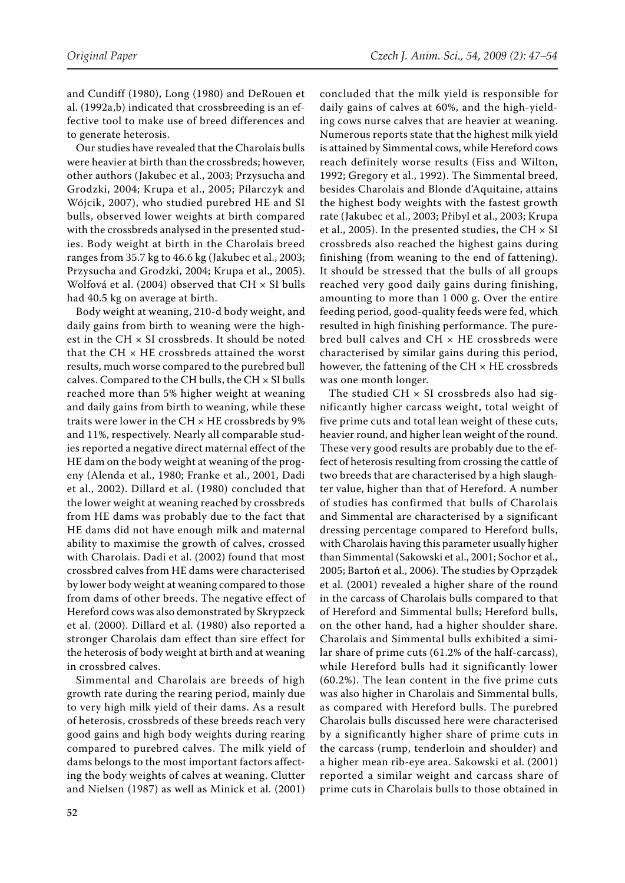and Cundiff (1980), Long (1980) and DeRouen et al. (1992a,b) indicated that crossbreeding is an effective tool to make use of breed differences and to generate heterosis.

Our studies have revealed that the Charolais bulls were heavier at birth than the crossbreds; however, other authors (Jakubec et al., 2003; Przysucha and Grodzki, 2004; Krupa et al., 2005; Pilarczyk and Wójcik, 2007), who studied purebred HE and SI bulls, observed lower weights at birth compared with the crossbreds analysed in the presented studies. Body weight at birth in the Charolais breed ranges from 35.7 kg to 46.6 kg (Jakubec et al., 2003; Przysucha and Grodzki, 2004; Krupa et al., 2005). Wolfová et al. (2004) observed that CH × SI bulls had 40.5 kg on average at birth.

Body weight at weaning, 210-d body weight, and daily gains from birth to weaning were the highest in the CH × SI crossbreds. It should be noted that the CH × HE crossbreds attained the worst results, much worse compared to the purebred bull calves. Compared to the CH bulls, the CH × SI bulls reached more than 5% higher weight at weaning and daily gains from birth to weaning, while these traits were lower in the CH × HE crossbreds by 9% and 11%, respectively. Nearly all comparable studies reported a negative direct maternal effect of the HE dam on the body weight at weaning of the progeny (Alenda et al., 1980; Franke et al., 2001, Dadi et al., 2002). Dillard et al. (1980) concluded that the lower weight at weaning reached by crossbreds from HE dams was probably due to the fact that HE dams did not have enough milk and maternal ability to maximise the growth of calves, crossed with Charolais. Dadi et al. (2002) found that most crossbred calves from HE dams were characterised by lower body weight at weaning compared to those from dams of other breeds. The negative effect of Hereford cows was also demonstrated by Skrypzeck et al. (2000). Dillard et al. (1980) also reported a stronger Charolais dam effect than sire effect for the heterosis of body weight at birth and at weaning in crossbred calves.

Simmental and Charolais are breeds of high growth rate during the rearing period, mainly due to very high milk yield of their dams. As a result of heterosis, crossbreds of these breeds reach very good gains and high body weights during rearing compared to purebred calves. The milk yield of dams belongs to the most important factors affecting the body weights of calves at weaning. Clutter and Nielsen (1987) as well as Minick et al. (2001) concluded that the milk yield is responsible for daily gains of calves at 60%, and the high-yielding cows nurse calves that are heavier at weaning. Numerous reports state that the highest milk yield is attained by Simmental cows, while Hereford cows reach definitely worse results (Fiss and Wilton, 1992; Gregory et al., 1992). The Simmental breed, besides Charolais and Blonde d'Aquitaine, attains the highest body weights with the fastest growth rate (Jakubec et al., 2003; Přibyl et al., 2003; Krupa et al., 2005). In the presented studies, the CH × SI crossbreds also reached the highest gains during finishing (from weaning to the end of fattening). It should be stressed that the bulls of all groups reached very good daily gains during finishing, amounting to more than 1 000 g. Over the entire feeding period, good-quality feeds were fed, which resulted in high finishing performance. The purebred bull calves and CH × HE crossbreds were characterised by similar gains during this period, however, the fattening of the CH × HE crossbreds was one month longer.

The studied CH × SI crossbreds also had significantly higher carcass weight, total weight of five prime cuts and total lean weight of these cuts, heavier round, and higher lean weight of the round. These very good results are probably due to the effect of heterosis resulting from crossing the cattle of two breeds that are characterised by a high slaughter value, higher than that of Hereford. A number of studies has confirmed that bulls of Charolais and Simmental are characterised by a significant dressing percentage compared to Hereford bulls, with Charolais having this parameter usually higher than Simmental (Sakowski et al., 2001; Sochor et al., 2005; Bartoň et al., 2006). The studies by Oprządek et al. (2001) revealed a higher share of the round in the carcass of Charolais bulls compared to that of Hereford and Simmental bulls; Hereford bulls, on the other hand, had a higher shoulder share. Charolais and Simmental bulls exhibited a similar share of prime cuts (61.2% of the half-carcass), while Hereford bulls had it significantly lower (60.2%). The lean content in the five prime cuts was also higher in Charolais and Simmental bulls, as compared with Hereford bulls. The purebred Charolais bulls discussed here were characterised by a significantly higher share of prime cuts in the carcass (rump, tenderloin and shoulder) and a higher mean rib-eye area. Sakowski et al. (2001) reported a similar weight and carcass share of prime cuts in Charolais bulls to those obtained in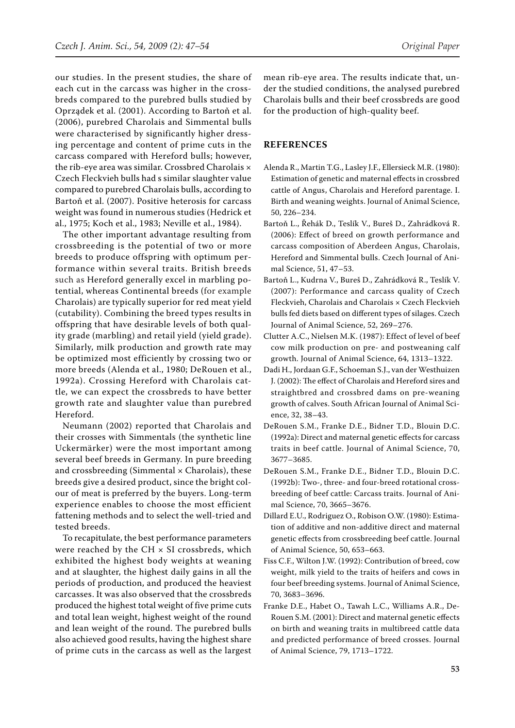our studies. In the present studies, the share of each cut in the carcass was higher in the crossbreds compared to the purebred bulls studied by Oprządek et al. (2001). According to Bartoň et al. (2006), purebred Charolais and Simmental bulls were characterised by significantly higher dressing percentage and content of prime cuts in the carcass compared with Hereford bulls; however, the rib-eye area was similar. Crossbred Charolais × Czech Fleckvieh bulls had s similar slaughter value compared to purebred Charolais bulls, according to Bartoň et al. (2007). Positive heterosis for carcass weight was found in numerous studies (Hedrick et al., 1975; Koch et al., 1983; Neville et al., 1984).

The other important advantage resulting from crossbreeding is the potential of two or more breeds to produce offspring with optimum performance within several traits. British breeds such as Hereford generally excel in marbling potential, whereas Continental breeds (for example Charolais) are typically superior for red meat yield (cutability). Combining the breed types results in offspring that have desirable levels of both quality grade (marbling) and retail yield (yield grade). Similarly, milk production and growth rate may be optimized most efficiently by crossing two or more breeds (Alenda et al., 1980; DeRouen et al., 1992a). Crossing Hereford with Charolais cattle, we can expect the crossbreds to have better growth rate and slaughter value than purebred Hereford.

Neumann (2002) reported that Charolais and their crosses with Simmentals (the synthetic line Uckermärker) were the most important among several beef breeds in Germany. In pure breeding and crossbreeding (Simmental × Charolais), these breeds give a desired product, since the bright colour of meat is preferred by the buyers. Long-term experience enables to choose the most efficient fattening methods and to select the well-tried and tested breeds.

To recapitulate, the best performance parameters were reached by the CH × SI crossbreds, which exhibited the highest body weights at weaning and at slaughter, the highest daily gains in all the periods of production, and produced the heaviest carcasses. It was also observed that the crossbreds produced the highest total weight of five prime cuts and total lean weight, highest weight of the round and lean weight of the round. The purebred bulls also achieved good results, having the highest share of prime cuts in the carcass as well as the largest mean rib-eye area. The results indicate that, under the studied conditions, the analysed purebred Charolais bulls and their beef crossbreds are good for the production of high-quality beef.

## REFERENCES

Alenda R., Martin T.G., Lasley J.F., Ellersieck M.R. (1980): Estimation of genetic and maternal effects in crossbred cattle of Angus, Charolais and Hereford parentage. I. Birth and weaning weights. Journal of Animal Science, 50, 226–234.

Bartoň L., Řehák D., Teslík V., Bureš D., Zahrádková R. (2006): Effect of breed on growth performance and carcass composition of Aberdeen Angus, Charolais, Hereford and Simmental bulls. Czech Journal of Animal Science, 51, 47–53.

Bartoň L., Kudrna V., Bureš D., Zahrádková R., Teslík V. (2007): Performance and carcass quality of Czech Fleckvieh, Charolais and Charolais × Czech Fleckvieh bulls fed diets based on different types of silages. Czech Journal of Animal Science, 52, 269–276.

Clutter A.C., Nielsen M.K. (1987): Effect of level of beef cow milk production on pre- and postweaning calf growth. Journal of Animal Science, 64, 1313–1322.

Dadi H., Jordaan G.F., Schoeman S.J., van der Westhuizen J. (2002): The effect of Charolais and Hereford sires and straightbred and crossbred dams on pre-weaning growth of calves. South African Journal of Animal Science, 32, 38–43.

DeRouen S.M., Franke D.E., Bidner T.D., Blouin D.C. (1992a): Direct and maternal genetic effects for carcass traits in beef cattle. Journal of Animal Science, 70, 3677–3685.

DeRouen S.M., Franke D.E., Bidner T.D., Blouin D.C. (1992b): Two-, three- and four-breed rotational crossbreeding of beef cattle: Carcass traits. Journal of Animal Science, 70, 3665–3676.

Dillard E.U., Rodriguez O., Robison O.W. (1980): Estimation of additive and non-additive direct and maternal genetic effects from crossbreeding beef cattle. Journal of Animal Science, 50, 653–663.

Fiss C.F., Wilton J.W. (1992): Contribution of breed, cow weight, milk yield to the traits of heifers and cows in four beef breeding systems. Journal of Animal Science, 70, 3683–3696.

Franke D.E., Habet O., Tawah L.C., Williams A.R., DeRouen S.M. (2001): Direct and maternal genetic effects on birth and weaning traits in multibreed cattle data and predicted performance of breed crosses. Journal of Animal Science, 79, 1713–1722.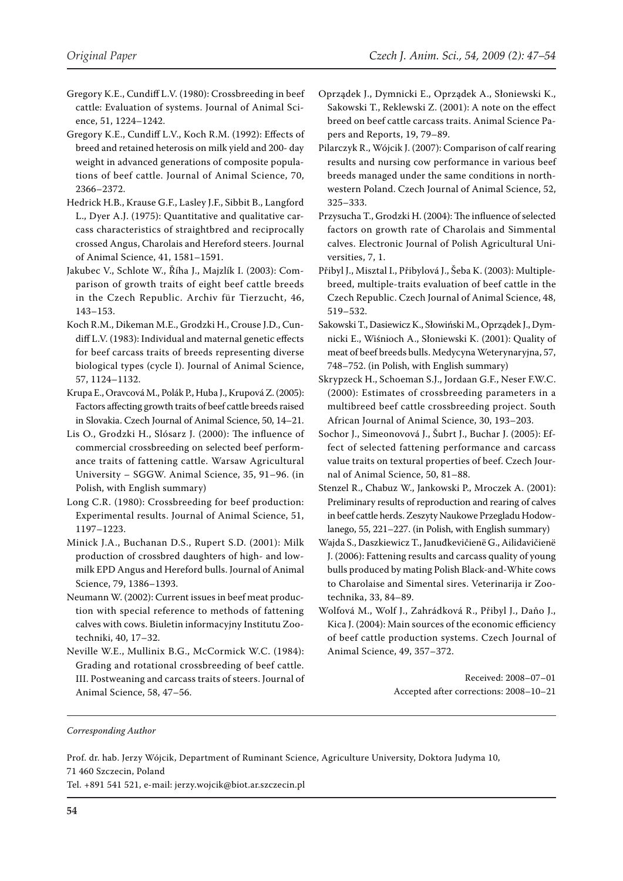Gregory K.E., Cundiff L.V. (1980): Crossbreeding in beef cattle: Evaluation of systems. Journal of Animal Science, 51, 1224–1242.

Gregory K.E., Cundiff L.V., Koch R.M. (1992): Effects of breed and retained heterosis on milk yield and 200- day weight in advanced generations of composite populations of beef cattle. Journal of Animal Science, 70, 2366–2372.

Hedrick H.B., Krause G.F., Lasley J.F., Sibbit B., Langford L., Dyer A.J. (1975): Quantitative and qualitative carcass characteristics of straightbred and reciprocally crossed Angus, Charolais and Hereford steers. Journal of Animal Science, 41, 1581–1591.

Jakubec V., Schlote W., Říha J., Majzlík I. (2003): Comparison of growth traits of eight beef cattle breeds in the Czech Republic. Archiv für Tierzucht, 46, 143–153.

Koch R.M., Dikeman M.E., Grodzki H., Crouse J.D., Cundiff L.V. (1983): Individual and maternal genetic effects for beef carcass traits of breeds representing diverse biological types (cycle I). Journal of Animal Science, 57, 1124–1132.

Krupa E., Oravcová M., Polák P., Huba J., Krupová Z. (2005): Factors affecting growth traits of beef cattle breeds raised in Slovakia. Czech Journal of Animal Science, 50, 14–21.

Lis O., Grodzki H., Slósarz J. (2000): The influence of commercial crossbreeding on selected beef performance traits of fattening cattle. Warsaw Agricultural University – SGGW. Animal Science, 35, 91–96. (in Polish, with English summary)

Long C.R. (1980): Crossbreeding for beef production: Experimental results. Journal of Animal Science, 51, 1197–1223.

Minick J.A., Buchanan D.S., Rupert S.D. (2001): Milk production of crossbred daughters of high- and low-milk EPD Angus and Hereford bulls. Journal of Animal Science, 79, 1386–1393.

Neumann W. (2002): Current issues in beef meat production with special reference to methods of fattening calves with cows. Biuletin informacyjny Institutu Zootechniki, 40, 17–32.

Neville W.E., Mullinix B.G., McCormick W.C. (1984): Grading and rotational crossbreeding of beef cattle. III. Postweaning and carcass traits of steers. Journal of Animal Science, 58, 47–56.

Oprządek J., Dymnicki E., Oprządek A., Słoniewski K., Sakowski T., Reklewski Z. (2001): A note on the effect breed on beef cattle carcass traits. Animal Science Papers and Reports, 19, 79–89.

Pilarczyk R., Wójcik J. (2007): Comparison of calf rearing results and nursing cow performance in various beef breeds managed under the same conditions in north-western Poland. Czech Journal of Animal Science, 52, 325–333.

Przysucha T., Grodzki H. (2004): The influence of selected factors on growth rate of Charolais and Simmental calves. Electronic Journal of Polish Agricultural Universities, 7, 1.

Přibyl J., Misztal I., Přibylová J., Šeba K. (2003): Multiple-breed, multiple-traits evaluation of beef cattle in the Czech Republic. Czech Journal of Animal Science, 48, 519–532.

Sakowski T., Dasiewicz K., Słowiński M., Oprządek J., Dymnicki E., Wiśnioch A., Słoniewski K. (2001): Quality of meat of beef breeds bulls. Medycyna Weterynaryjna, 57, 748–752. (in Polish, with English summary)

Skrypzeck H., Schoeman S.J., Jordaan G.F., Neser F.W.C. (2000): Estimates of crossbreeding parameters in a multibreed beef cattle crossbreeding project. South African Journal of Animal Science, 30, 193–203.

Sochor J., Simeonovová J., Šubrt J., Buchar J. (2005): Effect of selected fattening performance and carcass value traits on textural properties of beef. Czech Journal of Animal Science, 50, 81–88.

Stenzel R., Chabuz W., Jankowski P., Mroczek A. (2001): Preliminary results of reproduction and rearing of calves in beef cattle herds. Zeszyty Naukowe Przegladu Hodowlanego, 55, 221–227. (in Polish, with English summary)

Wajda S., Daszkiewicz T., Januđkevičienë G., Ailidavičienë J. (2006): Fattening results and carcass quality of young bulls produced by mating Polish Black-and-White cows to Charolaise and Simental sires. Veterinarija ir Zootechnika, 33, 84–89.

Wolfová M., Wolf J., Zahrádková R., Přibyl J., Daňo J., Kica J. (2004): Main sources of the economic efficiency of beef cattle production systems. Czech Journal of Animal Science, 49, 357–372.

Received: 2008–07–01
Accepted after corrections: 2008–10–21

*Corresponding Author*

Prof. dr. hab. Jerzy Wójcik, Department of Ruminant Science, Agriculture University, Doktora Judyma 10, 71 460 Szczecin, Poland
Tel. +891 541 521, e-mail: jerzy.wojcik@biot.ar.szczecin.pl